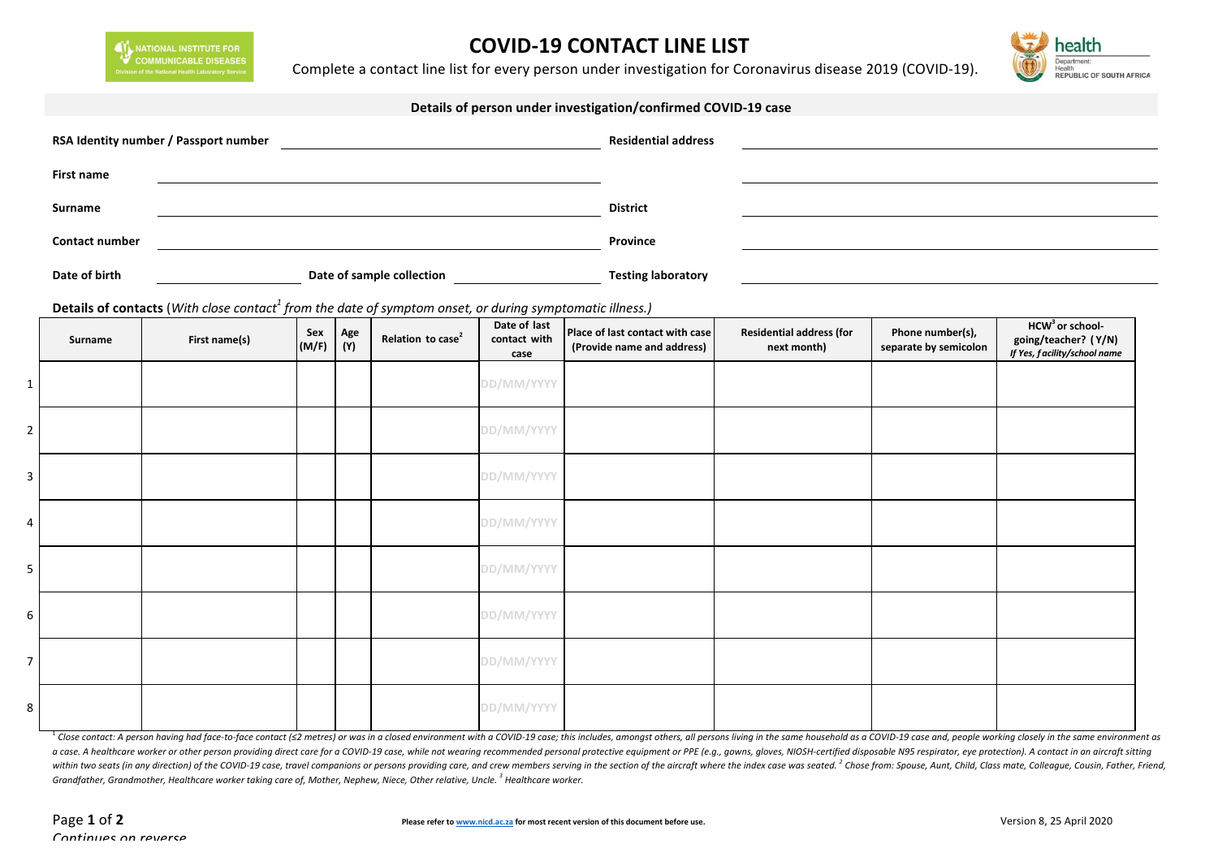NATIONAL INSTITUTE FOR COMMUNICABLE DISEASES
Division of the National Health Laboratory Service

# COVID-19 CONTACT LINE LIST

Complete a contact line list for every person under investigation for Coronavirus disease 2019 (COVID-19).

health
Department: Health
REPUBLIC OF SOUTH AFRICA

## Details of person under investigation/confirmed COVID-19 case

**RSA Identity number / Passport number** ______________________ **Residential address** ______________________

**First name** ______________________ ______________________

**Surname** ______________________ **District** ______________________

**Contact number** ______________________ **Province** ______________________

**Date of birth** ____________ **Date of sample collection** ____________ **Testing laboratory** ______________________

**Details of contacts** (*With close contact[1] from the date of symptom onset, or during symptomatic illness.)*

| | Surname | First name(s) | Sex (M/F) | Age (Y) | Relation to case[2] | Date of last contact with case | Place of last contact with case (Provide name and address) | Residential address (for next month) | Phone number(s), separate by semicolon | HCW[3] or school-going/teacher? (Y/N) *If Yes, facility/school name* |
|---|---|---|---|---|---|---|---|---|---|---|
| 1 | | | | | | DD/MM/YYYY | | | | |
| 2 | | | | | | DD/MM/YYYY | | | | |
| 3 | | | | | | DD/MM/YYYY | | | | |
| 4 | | | | | | DD/MM/YYYY | | | | |
| 5 | | | | | | DD/MM/YYYY | | | | |
| 6 | | | | | | DD/MM/YYYY | | | | |
| 7 | | | | | | DD/MM/YYYY | | | | |
| 8 | | | | | | DD/MM/YYYY | | | | |

*[1] Close contact: A person having had face-to-face contact (≤2 metres) or was in a closed environment with a COVID-19 case; this includes, amongst others, all persons living in the same household as a COVID-19 case and, people working closely in the same environment as a case. A healthcare worker or other person providing direct care for a COVID-19 case, while not wearing recommended personal protective equipment or PPE (e.g., gowns, gloves, NIOSH-certified disposable N95 respirator, eye protection). A contact in an aircraft sitting within two seats (in any direction) of the COVID-19 case, travel companions or persons providing care, and crew members serving in the section of the aircraft where the index case was seated. [2] Chose from: Spouse, Aunt, Child, Class mate, Colleague, Cousin, Father, Friend, Grandfather, Grandmother, Healthcare worker taking care of, Mother, Nephew, Niece, Other relative, Uncle. [3] Healthcare worker.*

**Please refer to www.nicd.ac.za for most recent version of this document before use.**

Version 8, 25 April 2020

*Continues on reverse*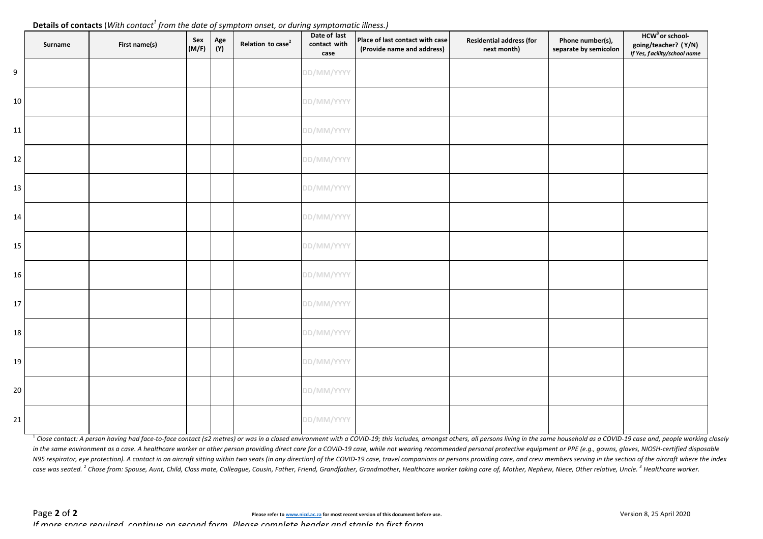**Details of contacts** (*With contact[1] from the date of symptom onset, or during symptomatic illness.)*

| | Surname | First name(s) | Sex (M/F) | Age (Y) | Relation to case[2] | Date of last contact with case | Place of last contact with case (Provide name and address) | Residential address (for next month) | Phone number(s), separate by semicolon | HCW[3] or school-going/teacher? (Y/N) *If Yes, facility/school name* |
|---|---|---|---|---|---|---|---|---|---|---|
| 9 | | | | | | DD/MM/YYYY | | | | |
| 10 | | | | | | DD/MM/YYYY | | | | |
| 11 | | | | | | DD/MM/YYYY | | | | |
| 12 | | | | | | DD/MM/YYYY | | | | |
| 13 | | | | | | DD/MM/YYYY | | | | |
| 14 | | | | | | DD/MM/YYYY | | | | |
| 15 | | | | | | DD/MM/YYYY | | | | |
| 16 | | | | | | DD/MM/YYYY | | | | |
| 17 | | | | | | DD/MM/YYYY | | | | |
| 18 | | | | | | DD/MM/YYYY | | | | |
| 19 | | | | | | DD/MM/YYYY | | | | |
| 20 | | | | | | DD/MM/YYYY | | | | |
| 21 | | | | | | DD/MM/YYYY | | | | |

*[1] Close contact: A person having had face-to-face contact (≤2 metres) or was in a closed environment with a COVID-19; this includes, amongst others, all persons living in the same household as a COVID-19 case and, people working closely in the same environment as a case. A healthcare worker or other person providing direct care for a COVID-19 case, while not wearing recommended personal protective equipment or PPE (e.g., gowns, gloves, NIOSH-certified disposable N95 respirator, eye protection). A contact in an aircraft sitting within two seats (in any direction) of the COVID-19 case, travel companions or persons providing care, and crew members serving in the section of the aircraft where the index case was seated. [2] Chose from: Spouse, Aunt, Child, Class mate, Colleague, Cousin, Father, Friend, Grandfather, Grandmother, Healthcare worker taking care of, Mother, Nephew, Niece, Other relative, Uncle. [3] Healthcare worker.*

**Please refer to www.nicd.ac.za for most recent version of this document before use.**

Version 8, 25 April 2020

*If more space required, continue on second form. Please complete header and staple to first form.*